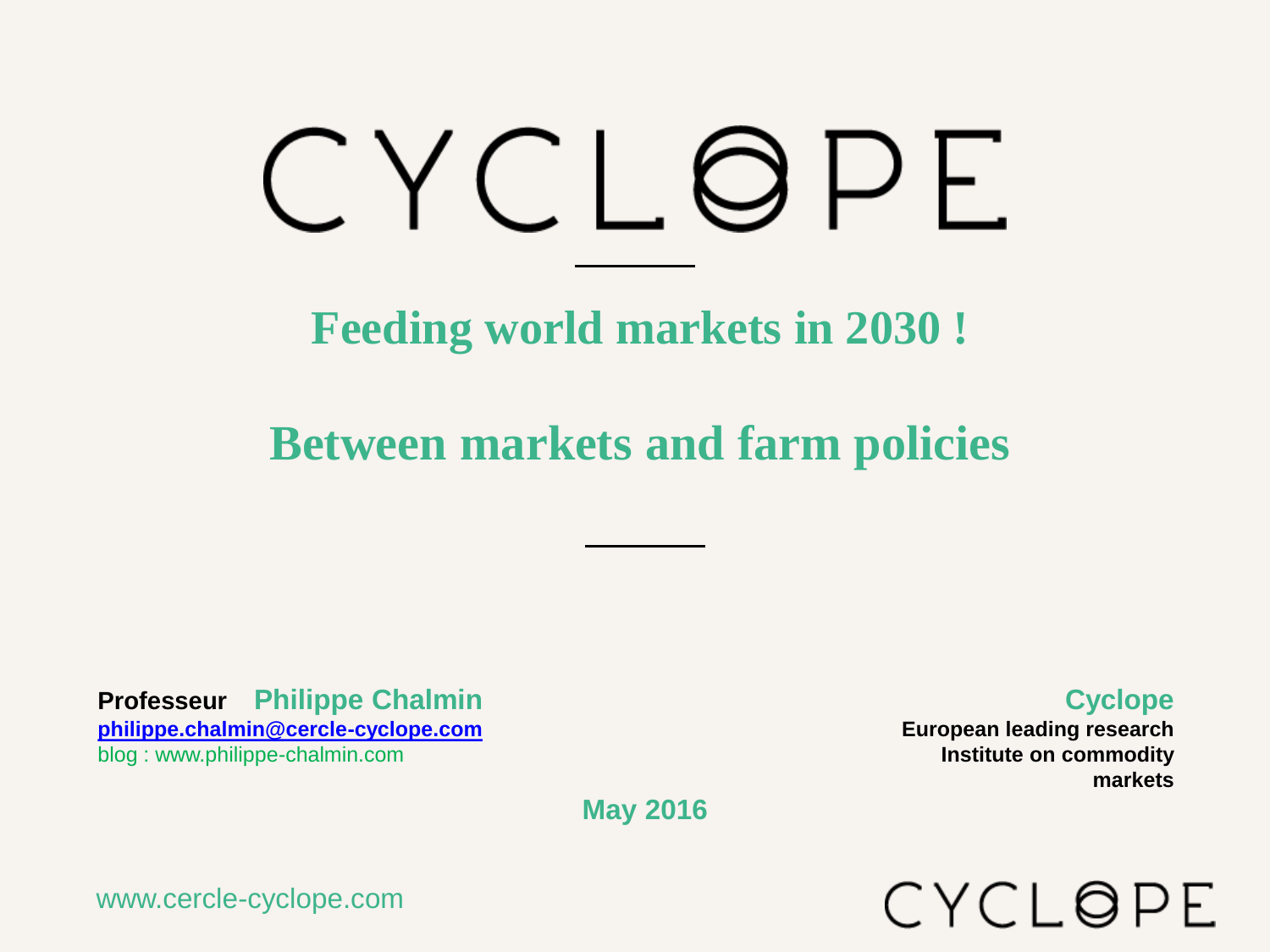# CYCLOPE

## Feeding world markets in 2030 !

## Between markets and farm policies

**Professeur** **Philippe Chalmin**
**philippe.chalmin@cercle-cyclope.com**
blog : www.philippe-chalmin.com

**Cyclope**
**European leading research Institute on commodity markets**

**May 2016**

www.cercle-cyclope.com

CYCLOPE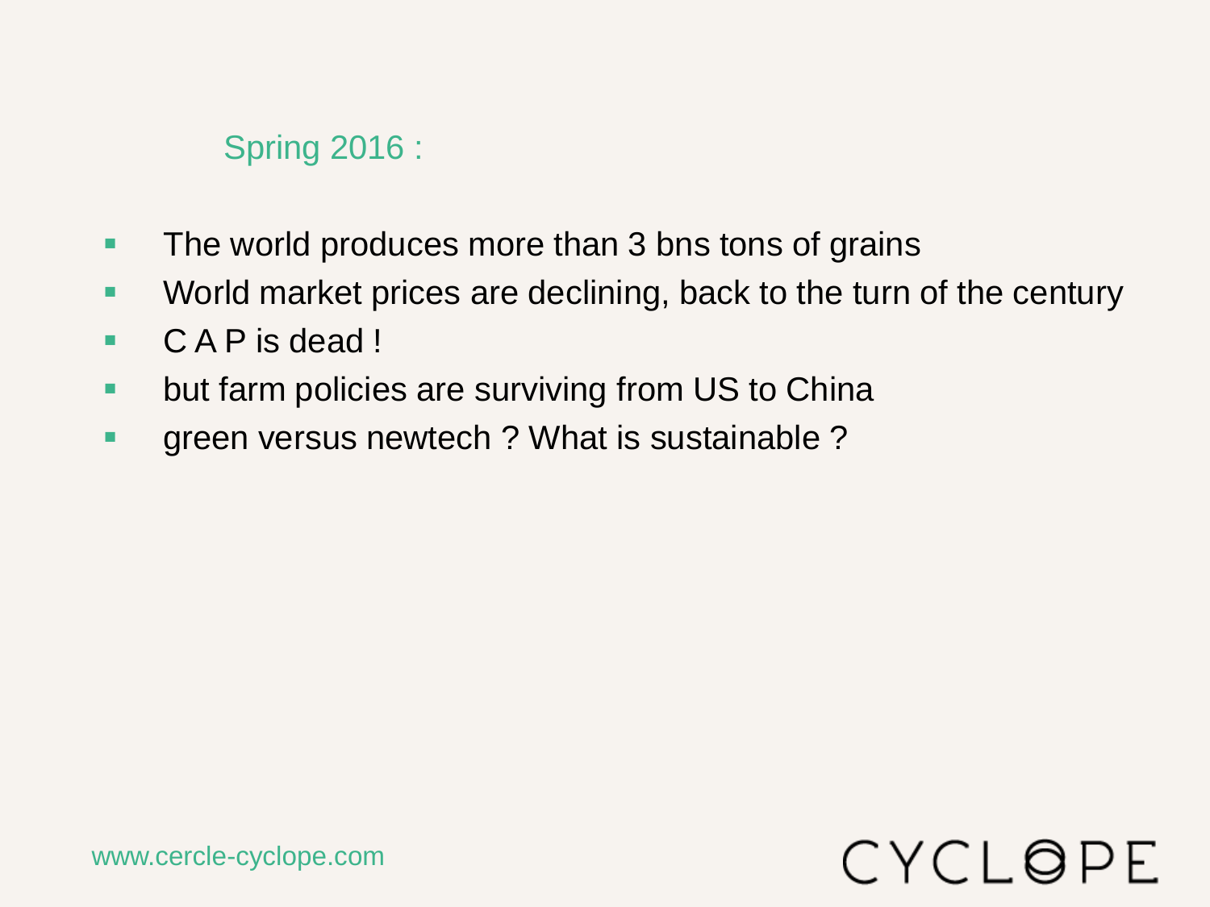## Spring 2016 :

- The world produces more than 3 bns tons of grains
- World market prices are declining, back to the turn of the century
- C A P is dead !
- but farm policies are surviving from US to China
- green versus newtech ? What is sustainable ?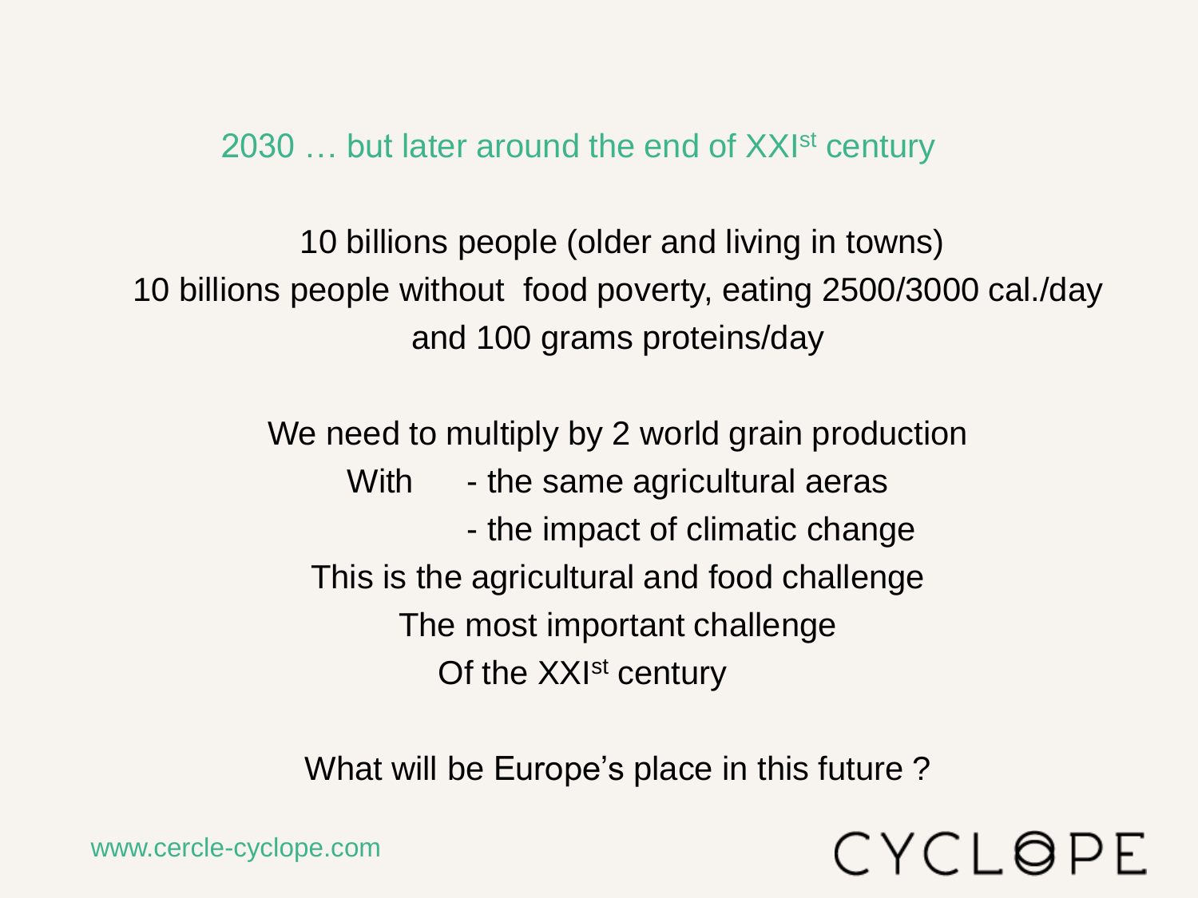## 2030 … but later around the end of XXI^st^ century

10 billions people (older and living in towns)
10 billions people without food poverty, eating 2500/3000 cal./day
and 100 grams proteins/day

We need to multiply by 2 world grain production
With - the same agricultural aeras
- the impact of climatic change
This is the agricultural and food challenge
The most important challenge
Of the XXI^st^ century

What will be Europe's place in this future ?

www.cercle-cyclope.com

CYCLOPE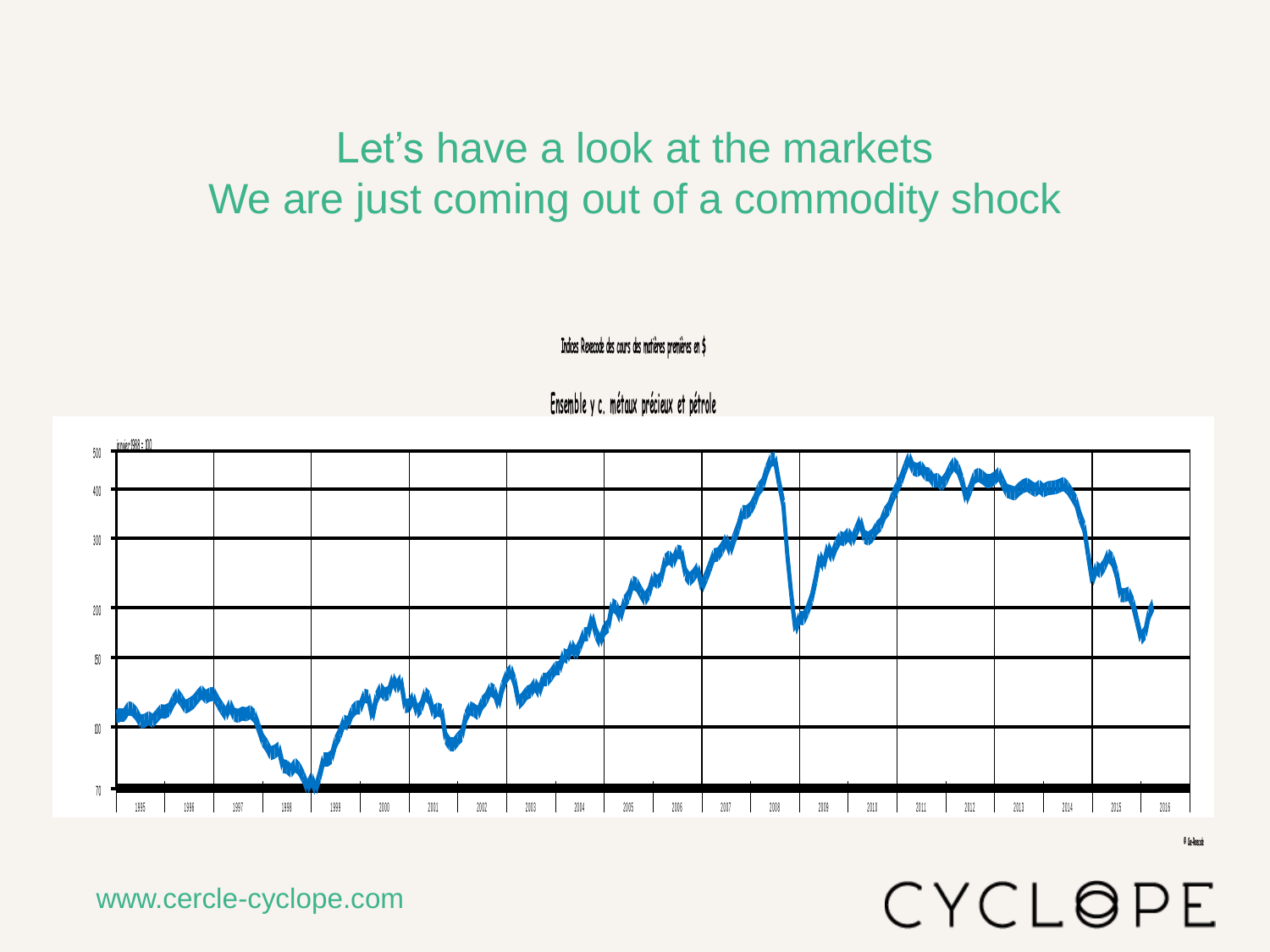# Let's have a look at the markets
# We are just coming out of a commodity shock

Indices Rexecode des cours des matières premières en $

Ensemble y c. métaux précieux et pétrole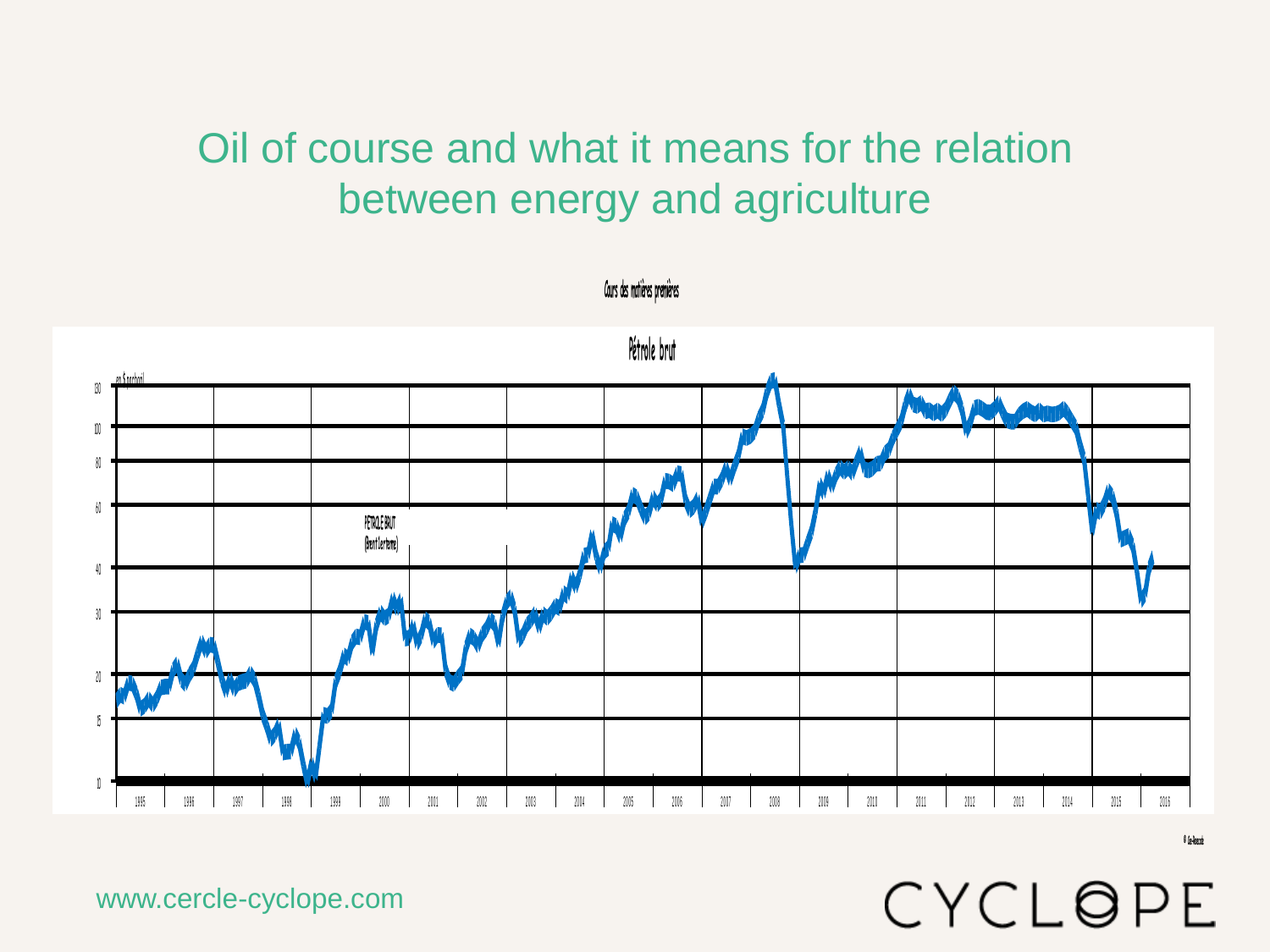# Oil of course and what it means for the relation between energy and agriculture

Cours des matières premières

Pétrole brut

en $ par baril

PETROLE BRUT (Brent 1er terme)

130, 100, 80, 60, 40, 30, 20, 15, 10

1995, 1996, 1997, 1998, 1999, 2000, 2001, 2002, 2003, 2004, 2005, 2006, 2007, 2008, 2009, 2010, 2011, 2012, 2013, 2014, 2015, 2016

www.cercle-cyclope.com

CYCLOPE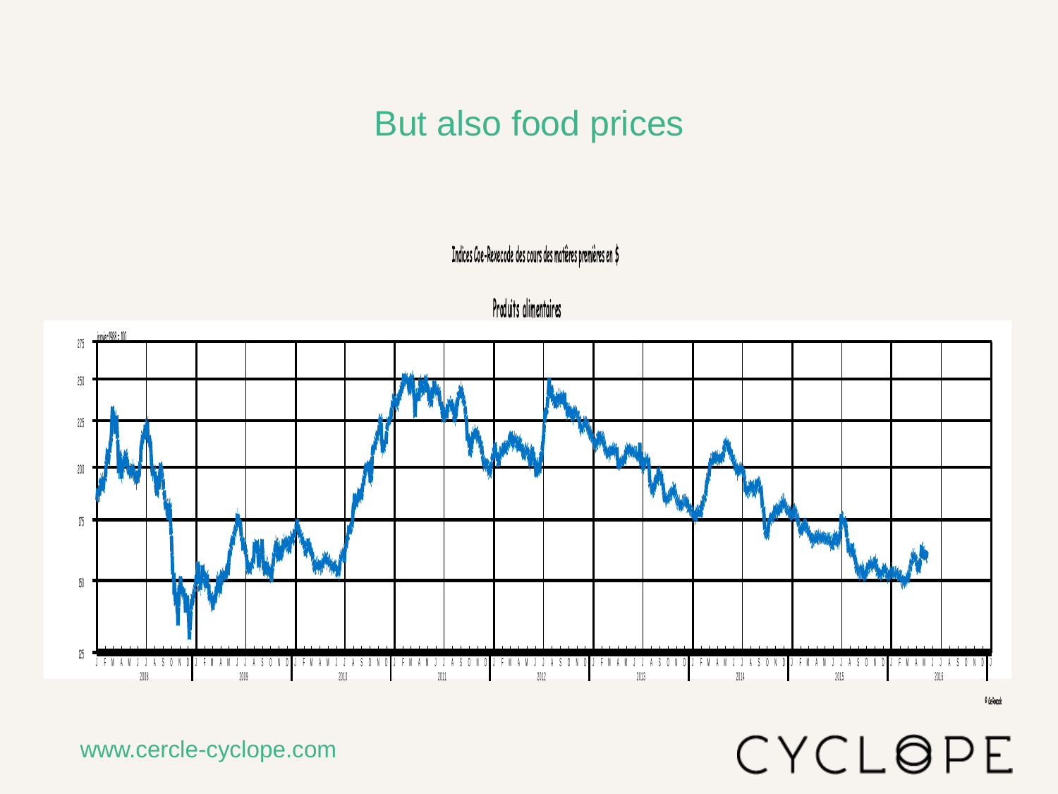# But also food prices

Indices Coe-Rexecode des cours des matières premières en $

Produits alimentaires

janvier 1988 = 100

© Coe-Rexecode

www.cercle-cyclope.com

CYCLOPE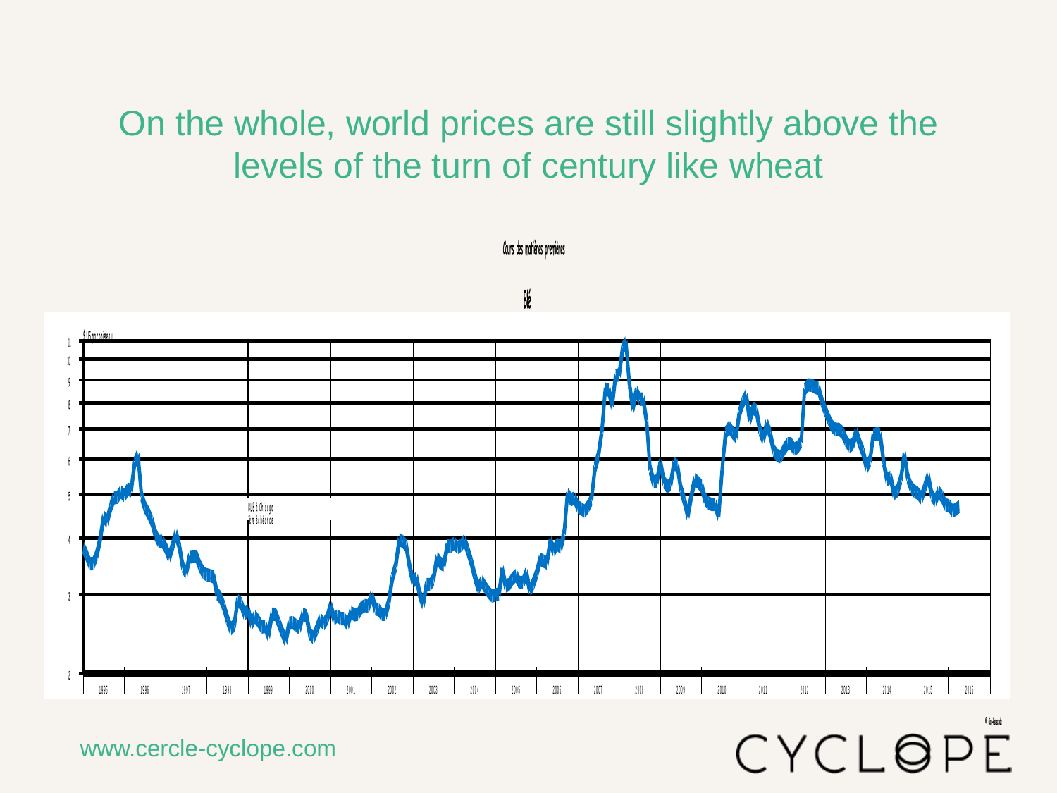# On the whole, world prices are still slightly above the levels of the turn of century like wheat

Cours des matières premières

Blé

$ US par boisseau

Blé à Chicago
1ère échéance

© Cyclope

www.cercle-cyclope.com

CYCLOPE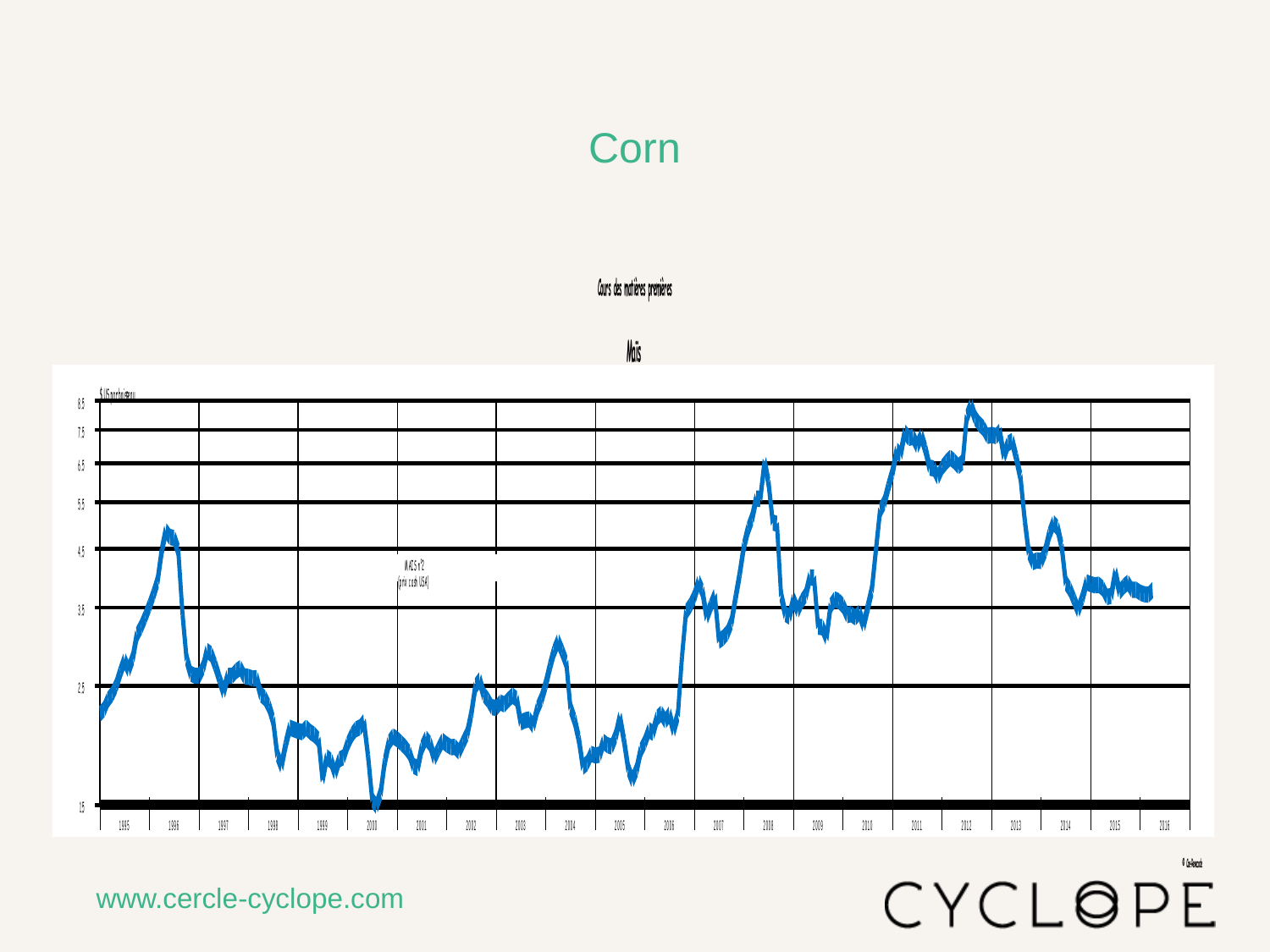# Corn

Cours des matières premières

Maïs

$ US par boisseau

MAÏS n°2 (prix cash USA)

8.5
7.5
6.5
5.5
4.5
3.5
2.5
1.5

1995 1996 1997 1998 1999 2000 2001 2002 2003 2004 2005 2006 2007 2008 2009 2010 2011 2012 2013 2014 2015 2016

© Cie-Alenacsa

www.cercle-cyclope.com

CYCLOPE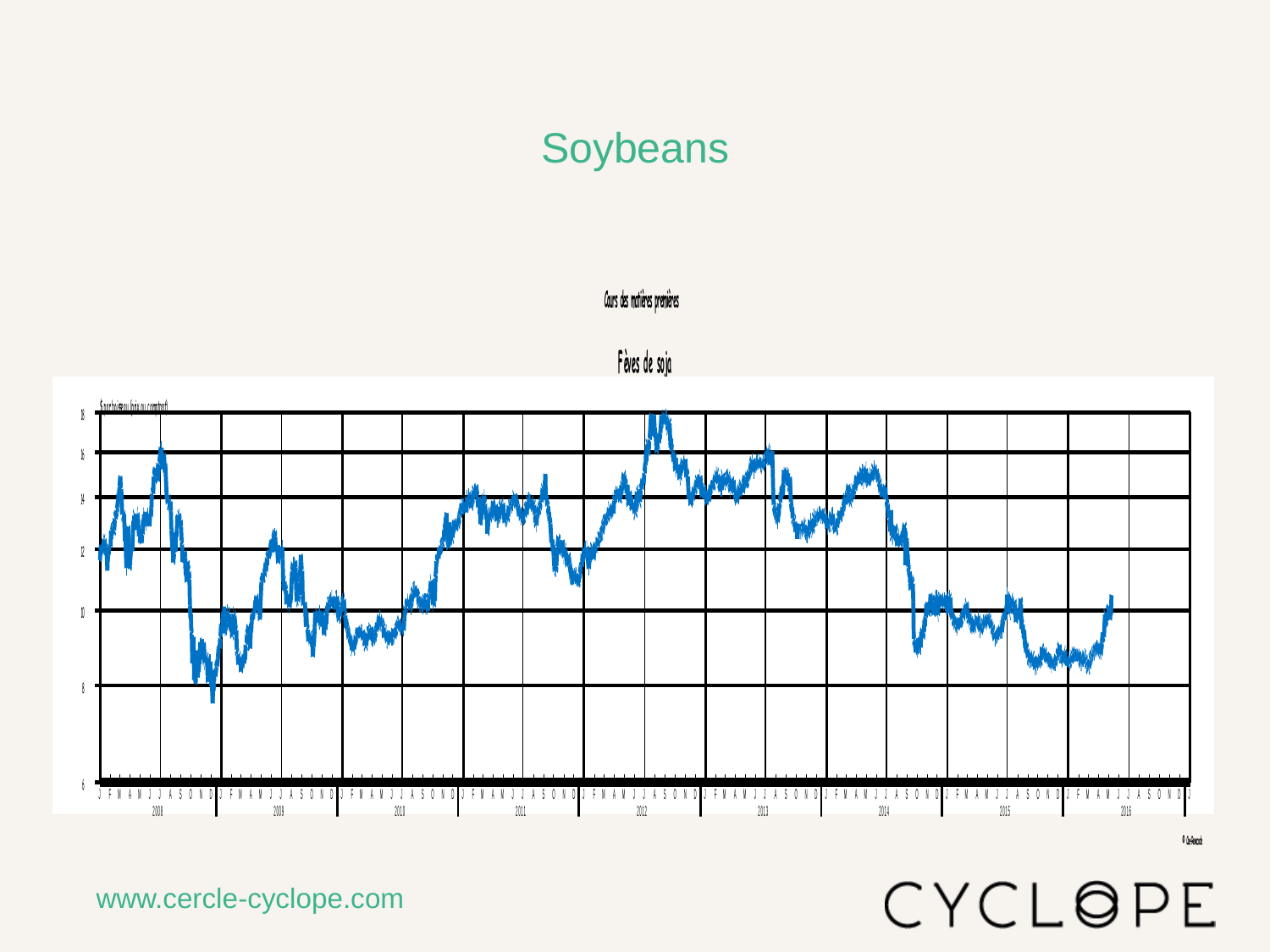# Soybeans

Cours des matières premières

Fèves de soja

$ par boisseau (prix au comptant)

www.cercle-cyclope.com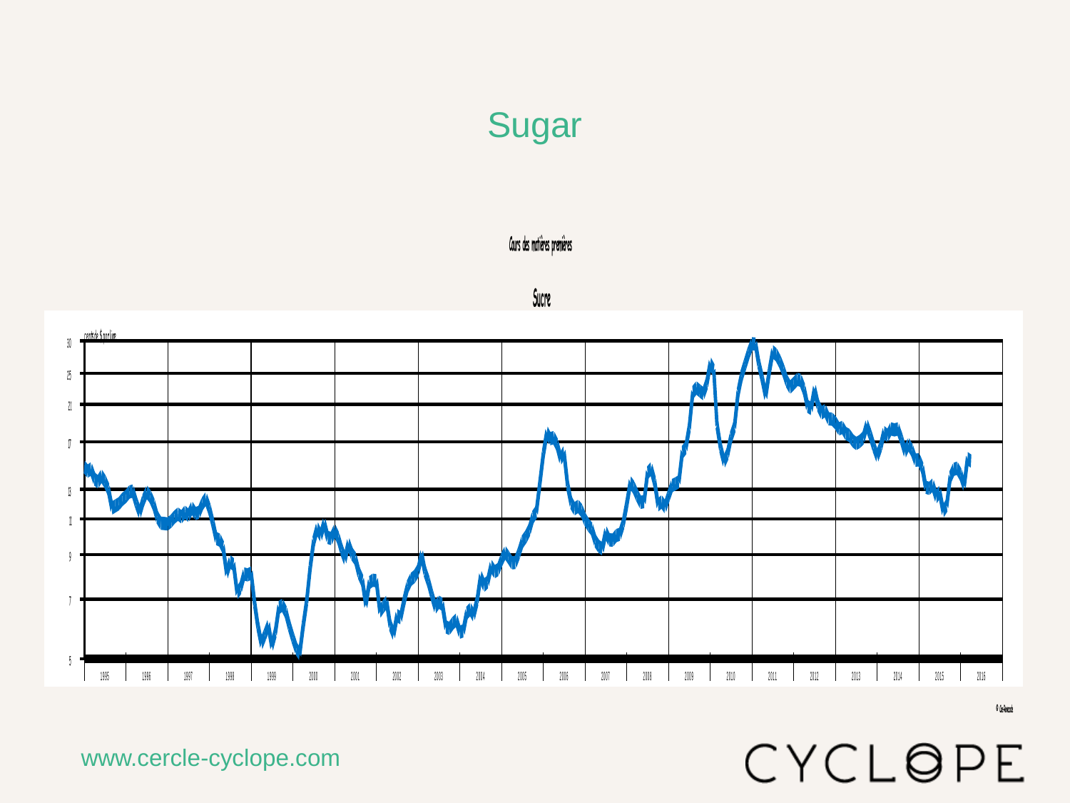# Sugar

Cours des matières premières

Sucre

cents de $ par livre

30
25
21
17
13
11
9
7
5

1995 1996 1997 1998 1999 2000 2001 2002 2003 2004 2005 2006 2007 2008 2009 2010 2011 2012 2013 2014 2015 2016

© Cis-Hansocok

www.cercle-cyclope.com

CYCLOPE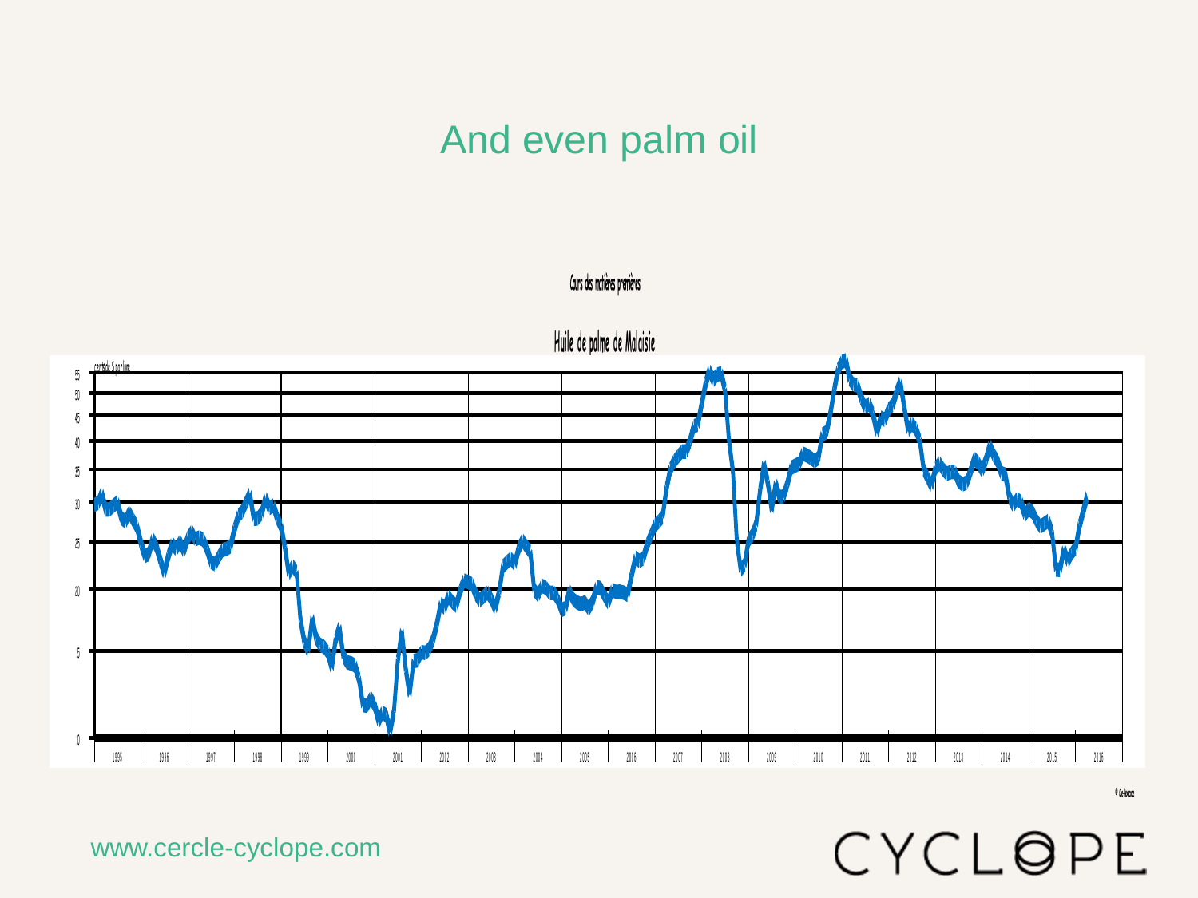# And even palm oil

Cours des matières premières

Huile de palme de Malaisie

cents de $ par livre

www.cercle-cyclope.com

CYCLOPE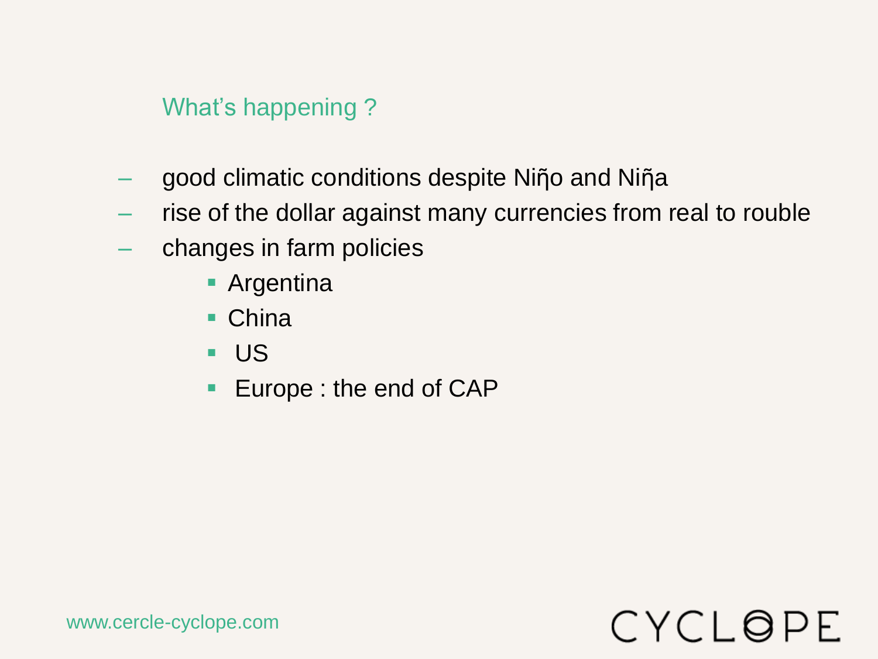## What's happening ?

- good climatic conditions despite Niño and Niña
- rise of the dollar against many currencies from real to rouble
- changes in farm policies
  - Argentina
  - China
  - US
  - Europe : the end of CAP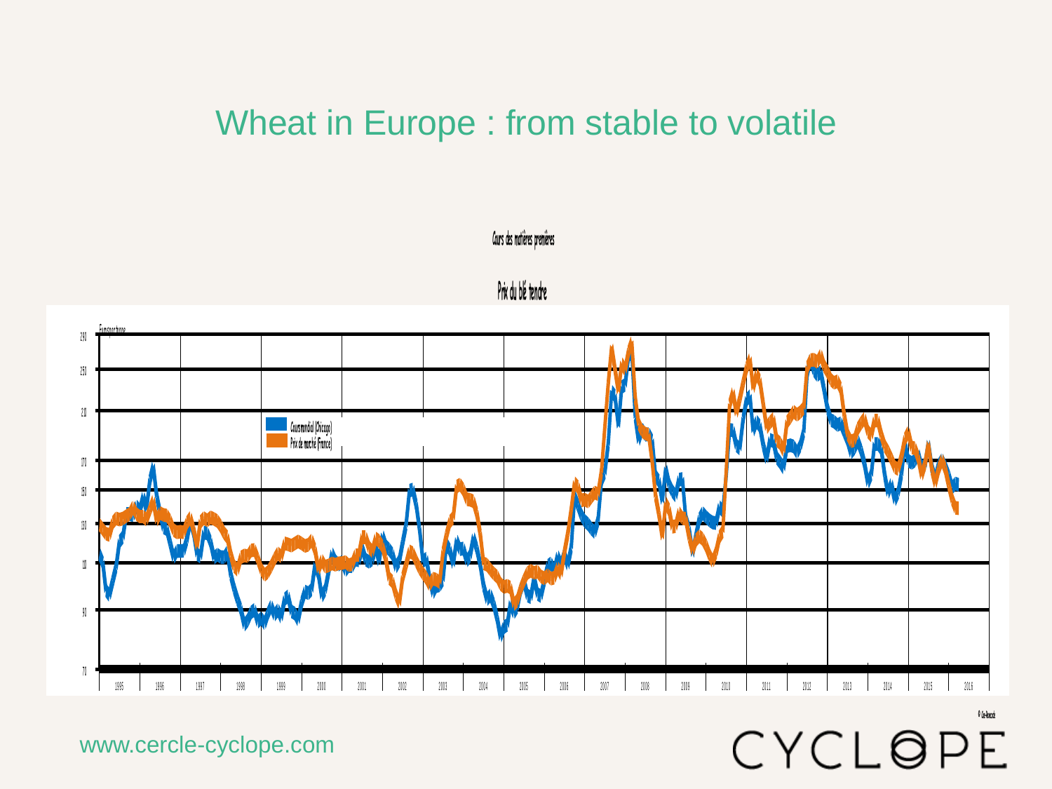# Wheat in Europe : from stable to volatile

Cours des matières premières

Prix du blé tendre

Euros par tonne

Cours mondial (Chicago)

Prix de marché (France)

© Cercle-Recherche

www.cercle-cyclope.com

CYCLOPE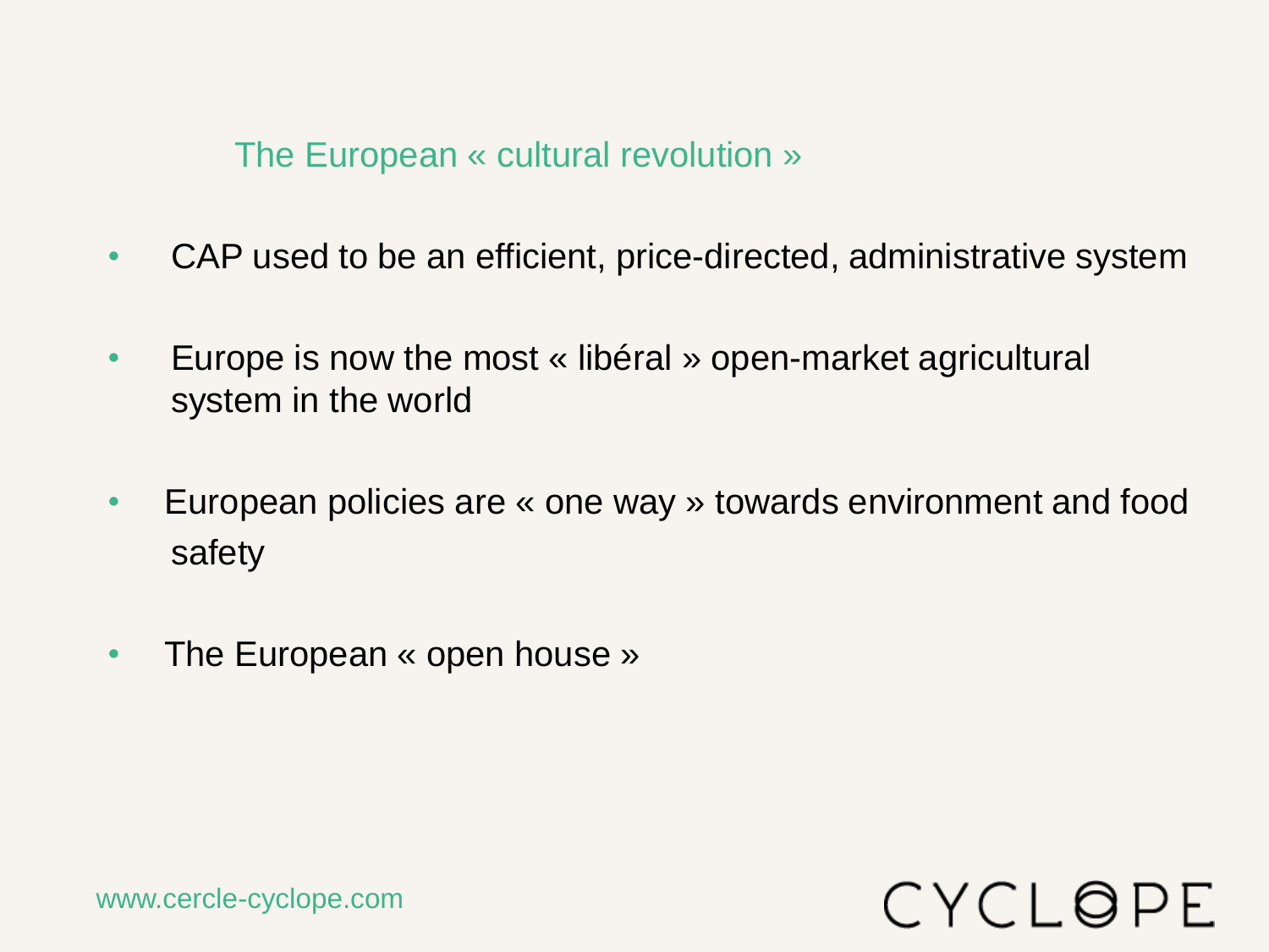## The European « cultural revolution »

- CAP used to be an efficient, price-directed, administrative system
- Europe is now the most « libéral » open-market agricultural system in the world
- European policies are « one way » towards environment and food safety
- The European « open house »

www.cercle-cyclope.com

CYCLOPE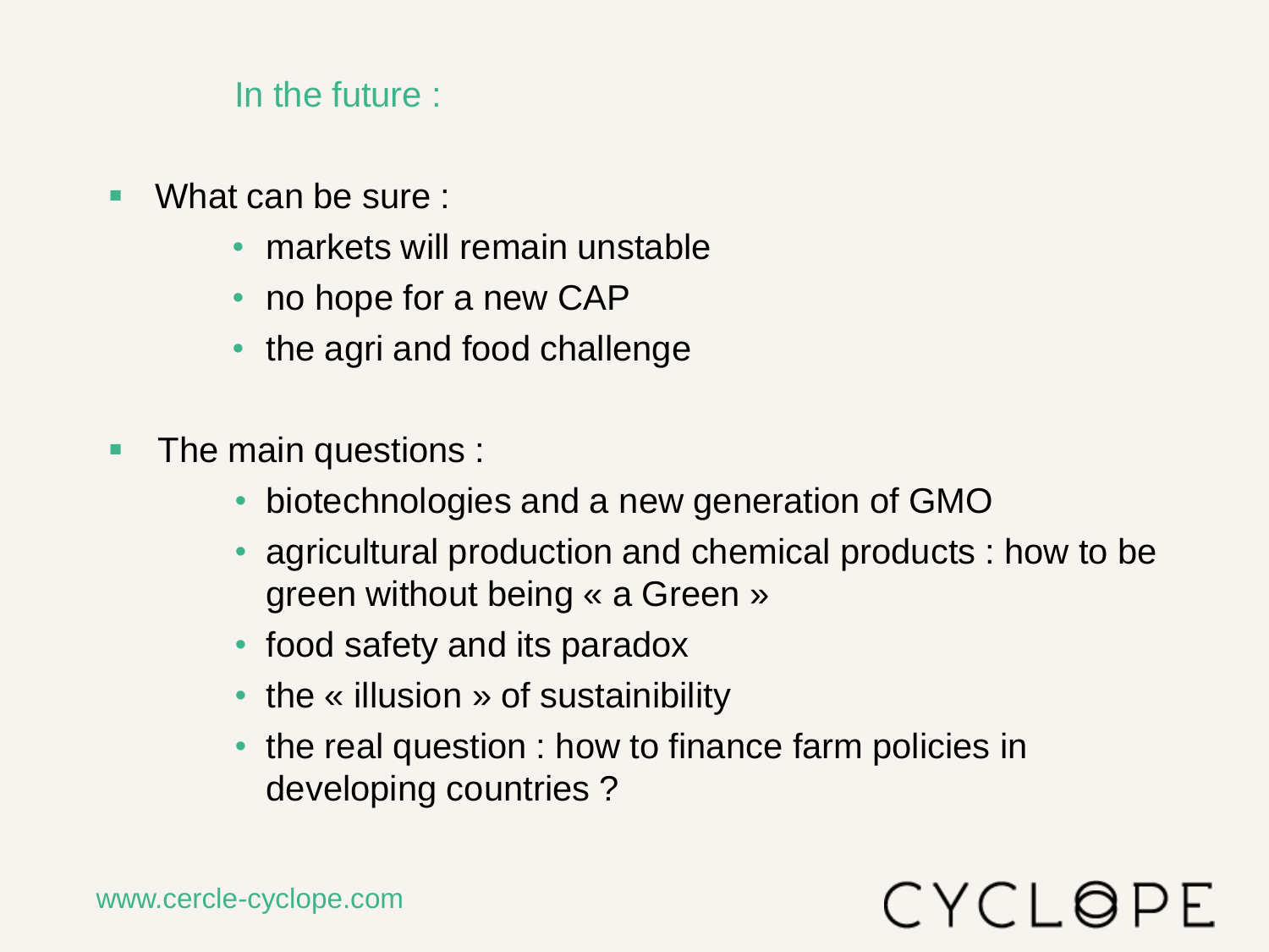## In the future :

- What can be sure :
  - markets will remain unstable
  - no hope for a new CAP
  - the agri and food challenge

- The main questions :
  - biotechnologies and a new generation of GMO
  - agricultural production and chemical products : how to be green without being « a Green »
  - food safety and its paradox
  - the « illusion » of sustainibility
  - the real question : how to finance farm policies in developing countries ?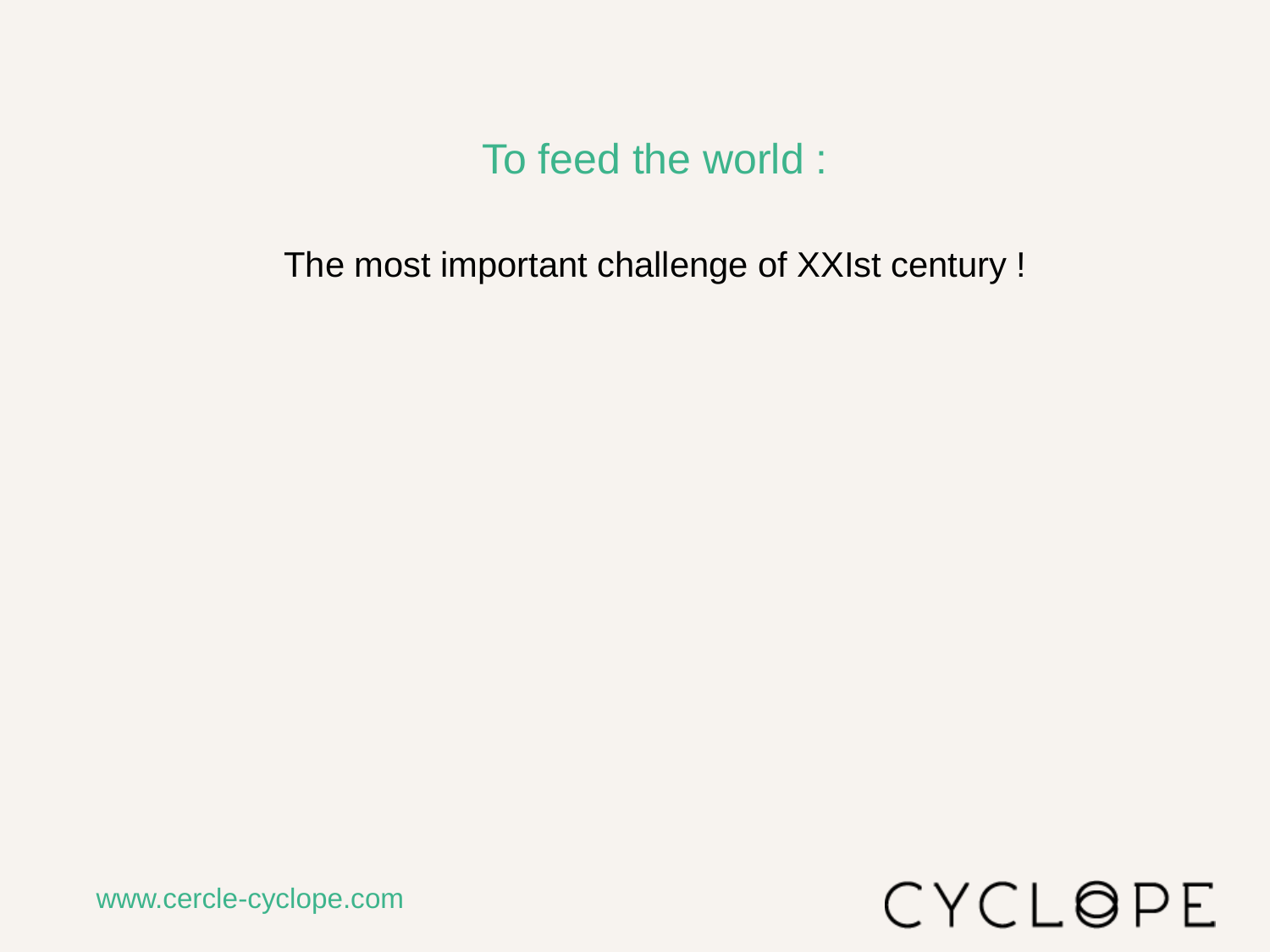# To feed the world :

The most important challenge of XXIst century !

www.cercle-cyclope.com

CYCLOPE